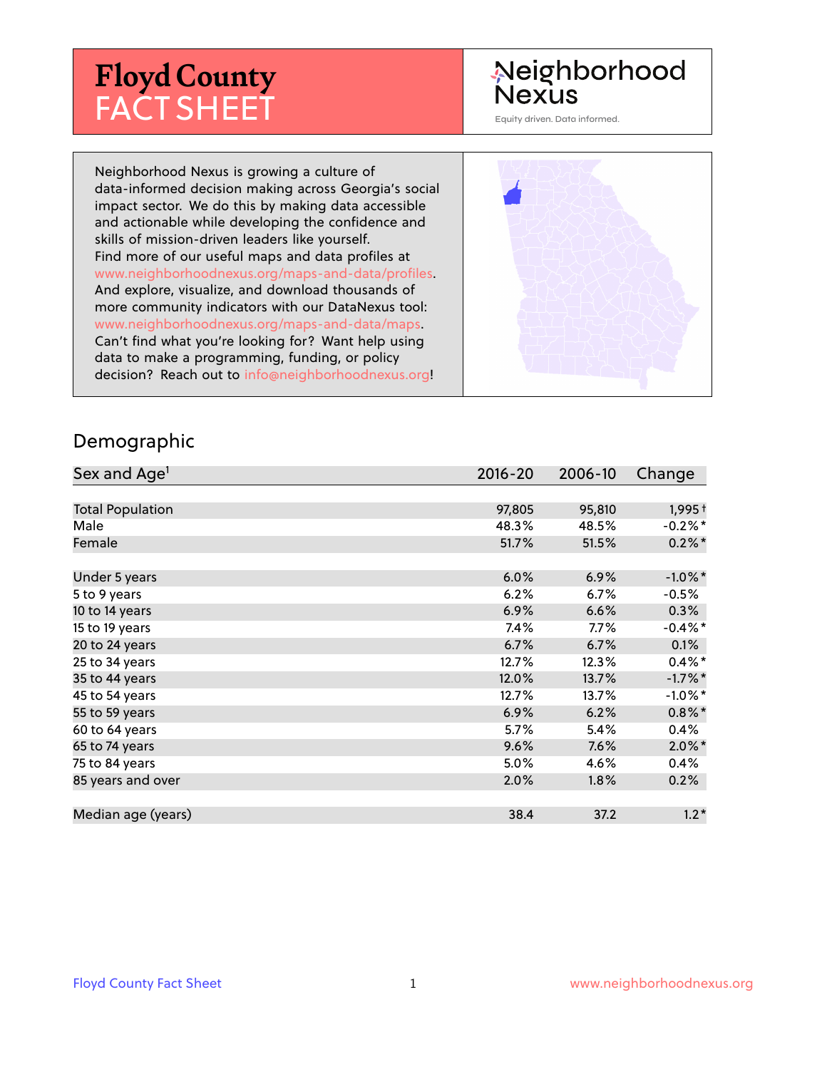# Floyd County FACT SHEET

Neighborhood Nexus

Equity driven. Data informed.

Neighborhood Nexus is growing a culture of data-informed decision making across Georgia's social impact sector. We do this by making data accessible and actionable while developing the confidence and skills of mission-driven leaders like yourself. Find more of our useful maps and data profiles at www.neighborhoodnexus.org/maps-and-data/profiles. And explore, visualize, and download thousands of more community indicators with our DataNexus tool: www.neighborhoodnexus.org/maps-and-data/maps. Can't find what you're looking for? Want help using data to make a programming, funding, or policy decision? Reach out to info@neighborhoodnexus.org!

## Demographic

| Sex and Age[1] | 2016-20 | 2006-10 | Change |
|---|---|---|---|
| Total Population | 97,805 | 95,810 | 1,995 † |
| Male | 48.3% | 48.5% | -0.2% * |
| Female | 51.7% | 51.5% | 0.2% * |
| Under 5 years | 6.0% | 6.9% | -1.0% * |
| 5 to 9 years | 6.2% | 6.7% | -0.5% |
| 10 to 14 years | 6.9% | 6.6% | 0.3% |
| 15 to 19 years | 7.4% | 7.7% | -0.4% * |
| 20 to 24 years | 6.7% | 6.7% | 0.1% |
| 25 to 34 years | 12.7% | 12.3% | 0.4% * |
| 35 to 44 years | 12.0% | 13.7% | -1.7% * |
| 45 to 54 years | 12.7% | 13.7% | -1.0% * |
| 55 to 59 years | 6.9% | 6.2% | 0.8% * |
| 60 to 64 years | 5.7% | 5.4% | 0.4% |
| 65 to 74 years | 9.6% | 7.6% | 2.0% * |
| 75 to 84 years | 5.0% | 4.6% | 0.4% |
| 85 years and over | 2.0% | 1.8% | 0.2% |
| Median age (years) | 38.4 | 37.2 | 1.2 * |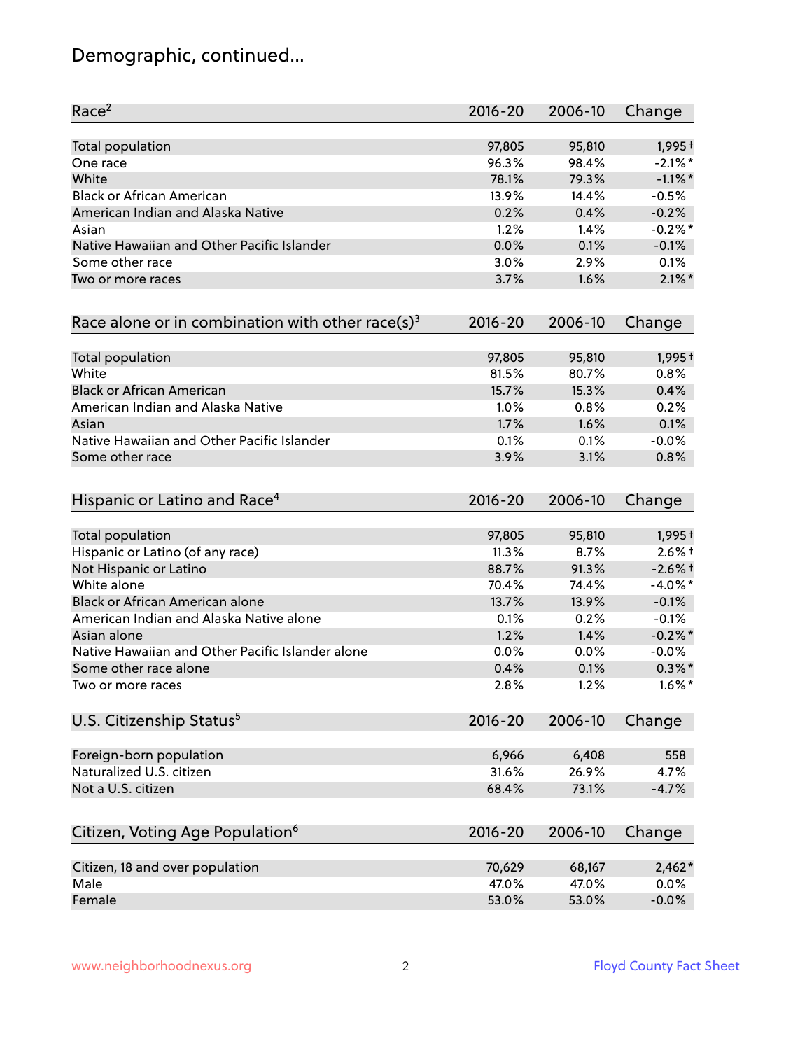# Demographic, continued...

| Race[2] | 2016-20 | 2006-10 | Change |
|---|---|---|---|
| Total population | 97,805 | 95,810 | 1,995† |
| One race | 96.3% | 98.4% | -2.1%* |
| White | 78.1% | 79.3% | -1.1%* |
| Black or African American | 13.9% | 14.4% | -0.5% |
| American Indian and Alaska Native | 0.2% | 0.4% | -0.2% |
| Asian | 1.2% | 1.4% | -0.2%* |
| Native Hawaiian and Other Pacific Islander | 0.0% | 0.1% | -0.1% |
| Some other race | 3.0% | 2.9% | 0.1% |
| Two or more races | 3.7% | 1.6% | 2.1%* |

| Race alone or in combination with other race(s)[3] | 2016-20 | 2006-10 | Change |
|---|---|---|---|
| Total population | 97,805 | 95,810 | 1,995† |
| White | 81.5% | 80.7% | 0.8% |
| Black or African American | 15.7% | 15.3% | 0.4% |
| American Indian and Alaska Native | 1.0% | 0.8% | 0.2% |
| Asian | 1.7% | 1.6% | 0.1% |
| Native Hawaiian and Other Pacific Islander | 0.1% | 0.1% | -0.0% |
| Some other race | 3.9% | 3.1% | 0.8% |

| Hispanic or Latino and Race[4] | 2016-20 | 2006-10 | Change |
|---|---|---|---|
| Total population | 97,805 | 95,810 | 1,995† |
| Hispanic or Latino (of any race) | 11.3% | 8.7% | 2.6%† |
| Not Hispanic or Latino | 88.7% | 91.3% | -2.6%† |
| White alone | 70.4% | 74.4% | -4.0%* |
| Black or African American alone | 13.7% | 13.9% | -0.1% |
| American Indian and Alaska Native alone | 0.1% | 0.2% | -0.1% |
| Asian alone | 1.2% | 1.4% | -0.2%* |
| Native Hawaiian and Other Pacific Islander alone | 0.0% | 0.0% | -0.0% |
| Some other race alone | 0.4% | 0.1% | 0.3%* |
| Two or more races | 2.8% | 1.2% | 1.6%* |

| U.S. Citizenship Status[5] | 2016-20 | 2006-10 | Change |
|---|---|---|---|
| Foreign-born population | 6,966 | 6,408 | 558 |
| Naturalized U.S. citizen | 31.6% | 26.9% | 4.7% |
| Not a U.S. citizen | 68.4% | 73.1% | -4.7% |

| Citizen, Voting Age Population[6] | 2016-20 | 2006-10 | Change |
|---|---|---|---|
| Citizen, 18 and over population | 70,629 | 68,167 | 2,462* |
| Male | 47.0% | 47.0% | 0.0% |
| Female | 53.0% | 53.0% | -0.0% |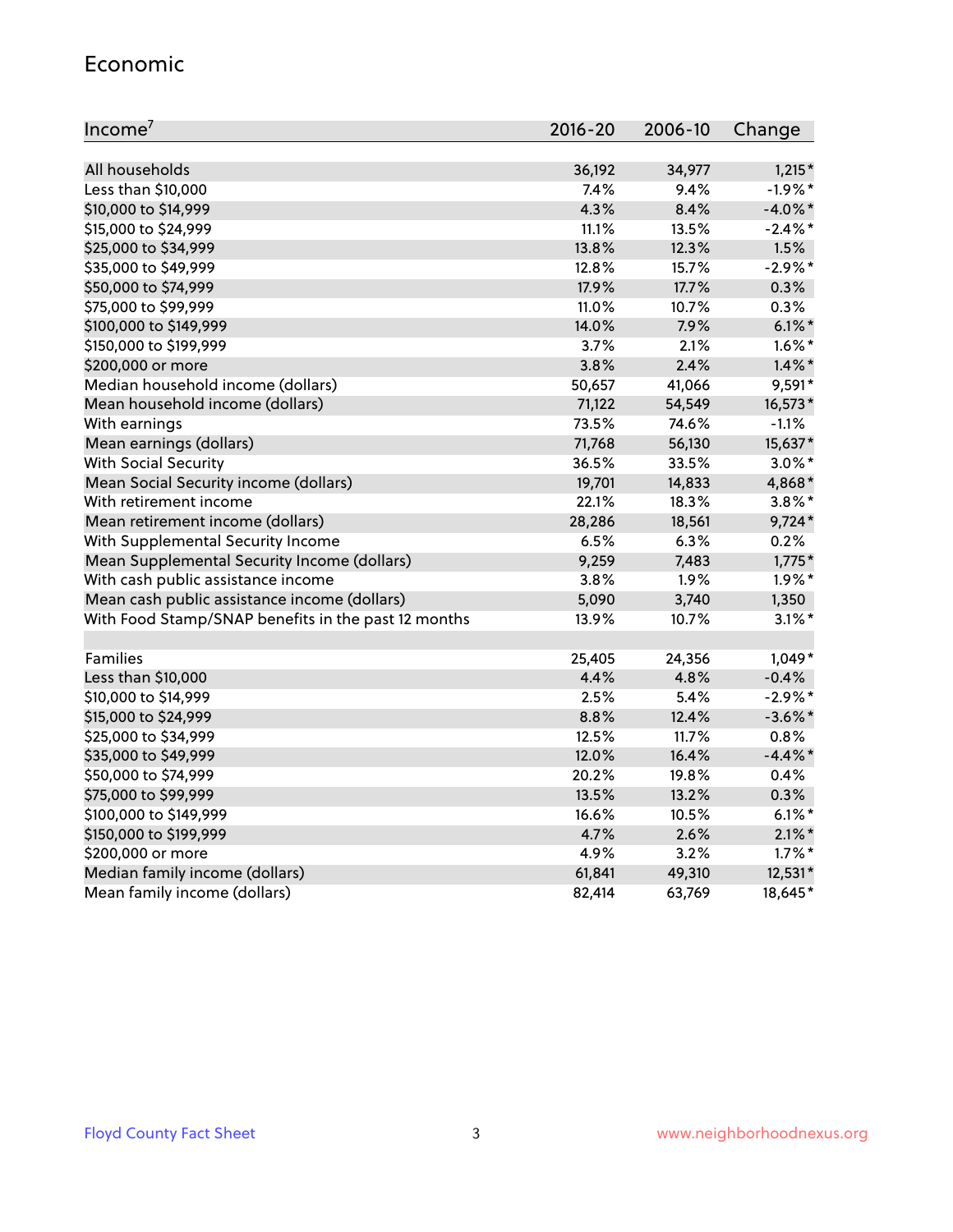## Economic

| Income[7] | 2016-20 | 2006-10 | Change |
|---|---|---|---|
| All households | 36,192 | 34,977 | 1,215* |
| Less than $10,000 | 7.4% | 9.4% | -1.9%* |
| $10,000 to $14,999 | 4.3% | 8.4% | -4.0%* |
| $15,000 to $24,999 | 11.1% | 13.5% | -2.4%* |
| $25,000 to $34,999 | 13.8% | 12.3% | 1.5% |
| $35,000 to $49,999 | 12.8% | 15.7% | -2.9%* |
| $50,000 to $74,999 | 17.9% | 17.7% | 0.3% |
| $75,000 to $99,999 | 11.0% | 10.7% | 0.3% |
| $100,000 to $149,999 | 14.0% | 7.9% | 6.1%* |
| $150,000 to $199,999 | 3.7% | 2.1% | 1.6%* |
| $200,000 or more | 3.8% | 2.4% | 1.4%* |
| Median household income (dollars) | 50,657 | 41,066 | 9,591* |
| Mean household income (dollars) | 71,122 | 54,549 | 16,573* |
| With earnings | 73.5% | 74.6% | -1.1% |
| Mean earnings (dollars) | 71,768 | 56,130 | 15,637* |
| With Social Security | 36.5% | 33.5% | 3.0%* |
| Mean Social Security income (dollars) | 19,701 | 14,833 | 4,868* |
| With retirement income | 22.1% | 18.3% | 3.8%* |
| Mean retirement income (dollars) | 28,286 | 18,561 | 9,724* |
| With Supplemental Security Income | 6.5% | 6.3% | 0.2% |
| Mean Supplemental Security Income (dollars) | 9,259 | 7,483 | 1,775* |
| With cash public assistance income | 3.8% | 1.9% | 1.9%* |
| Mean cash public assistance income (dollars) | 5,090 | 3,740 | 1,350 |
| With Food Stamp/SNAP benefits in the past 12 months | 13.9% | 10.7% | 3.1%* |
| | | | |
| Families | 25,405 | 24,356 | 1,049* |
| Less than $10,000 | 4.4% | 4.8% | -0.4% |
| $10,000 to $14,999 | 2.5% | 5.4% | -2.9%* |
| $15,000 to $24,999 | 8.8% | 12.4% | -3.6%* |
| $25,000 to $34,999 | 12.5% | 11.7% | 0.8% |
| $35,000 to $49,999 | 12.0% | 16.4% | -4.4%* |
| $50,000 to $74,999 | 20.2% | 19.8% | 0.4% |
| $75,000 to $99,999 | 13.5% | 13.2% | 0.3% |
| $100,000 to $149,999 | 16.6% | 10.5% | 6.1%* |
| $150,000 to $199,999 | 4.7% | 2.6% | 2.1%* |
| $200,000 or more | 4.9% | 3.2% | 1.7%* |
| Median family income (dollars) | 61,841 | 49,310 | 12,531* |
| Mean family income (dollars) | 82,414 | 63,769 | 18,645* |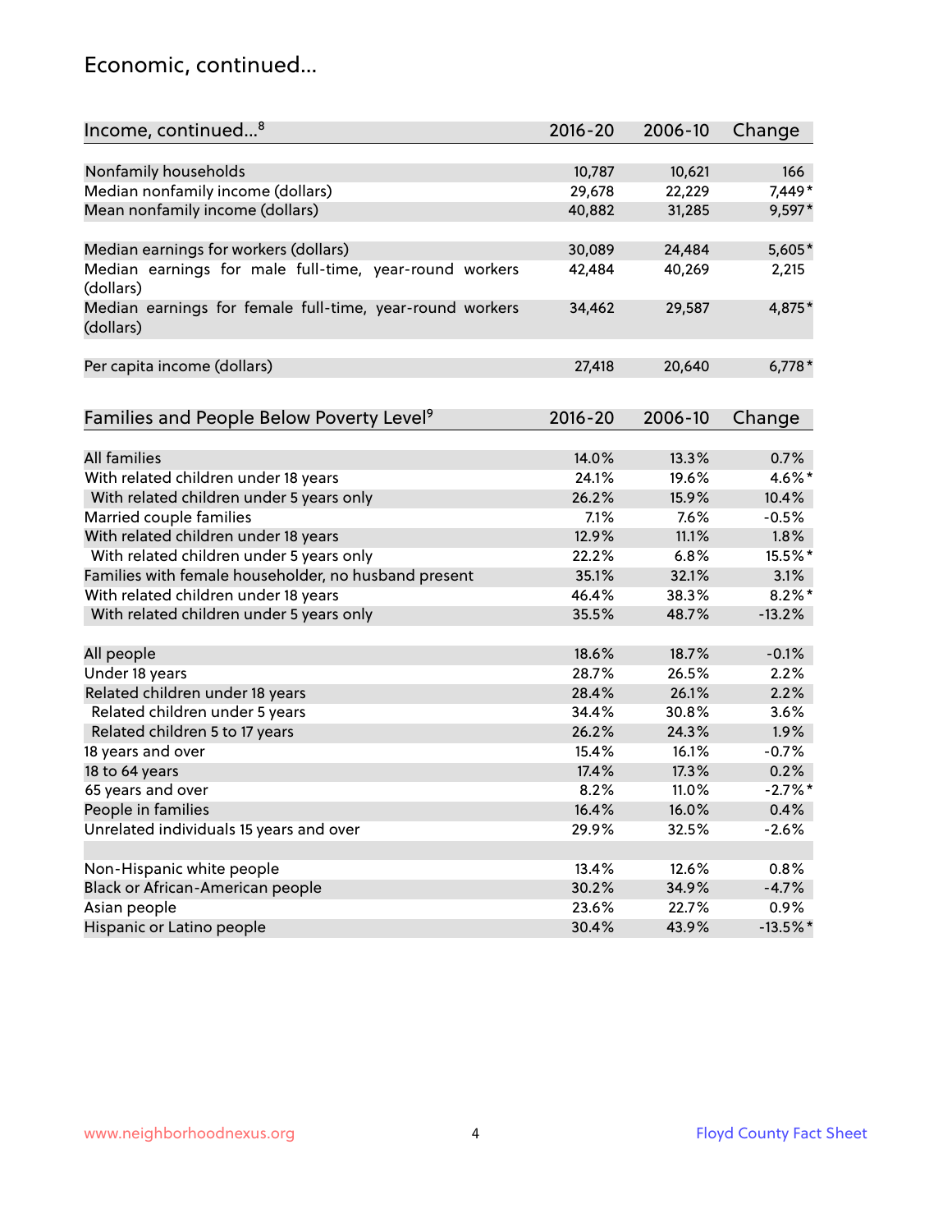## Economic, continued...

| Income, continued...[8] | 2016-20 | 2006-10 | Change |
|---|---|---|---|
| Nonfamily households | 10,787 | 10,621 | 166 |
| Median nonfamily income (dollars) | 29,678 | 22,229 | 7,449* |
| Mean nonfamily income (dollars) | 40,882 | 31,285 | 9,597* |
| Median earnings for workers (dollars) | 30,089 | 24,484 | 5,605* |
| Median earnings for male full-time, year-round workers (dollars) | 42,484 | 40,269 | 2,215 |
| Median earnings for female full-time, year-round workers (dollars) | 34,462 | 29,587 | 4,875* |
| Per capita income (dollars) | 27,418 | 20,640 | 6,778* |

| Families and People Below Poverty Level[9] | 2016-20 | 2006-10 | Change |
|---|---|---|---|
| All families | 14.0% | 13.3% | 0.7% |
| With related children under 18 years | 24.1% | 19.6% | 4.6%* |
| With related children under 5 years only | 26.2% | 15.9% | 10.4% |
| Married couple families | 7.1% | 7.6% | -0.5% |
| With related children under 18 years | 12.9% | 11.1% | 1.8% |
| With related children under 5 years only | 22.2% | 6.8% | 15.5%* |
| Families with female householder, no husband present | 35.1% | 32.1% | 3.1% |
| With related children under 18 years | 46.4% | 38.3% | 8.2%* |
| With related children under 5 years only | 35.5% | 48.7% | -13.2% |
| All people | 18.6% | 18.7% | -0.1% |
| Under 18 years | 28.7% | 26.5% | 2.2% |
| Related children under 18 years | 28.4% | 26.1% | 2.2% |
| Related children under 5 years | 34.4% | 30.8% | 3.6% |
| Related children 5 to 17 years | 26.2% | 24.3% | 1.9% |
| 18 years and over | 15.4% | 16.1% | -0.7% |
| 18 to 64 years | 17.4% | 17.3% | 0.2% |
| 65 years and over | 8.2% | 11.0% | -2.7%* |
| People in families | 16.4% | 16.0% | 0.4% |
| Unrelated individuals 15 years and over | 29.9% | 32.5% | -2.6% |
| Non-Hispanic white people | 13.4% | 12.6% | 0.8% |
| Black or African-American people | 30.2% | 34.9% | -4.7% |
| Asian people | 23.6% | 22.7% | 0.9% |
| Hispanic or Latino people | 30.4% | 43.9% | -13.5%* |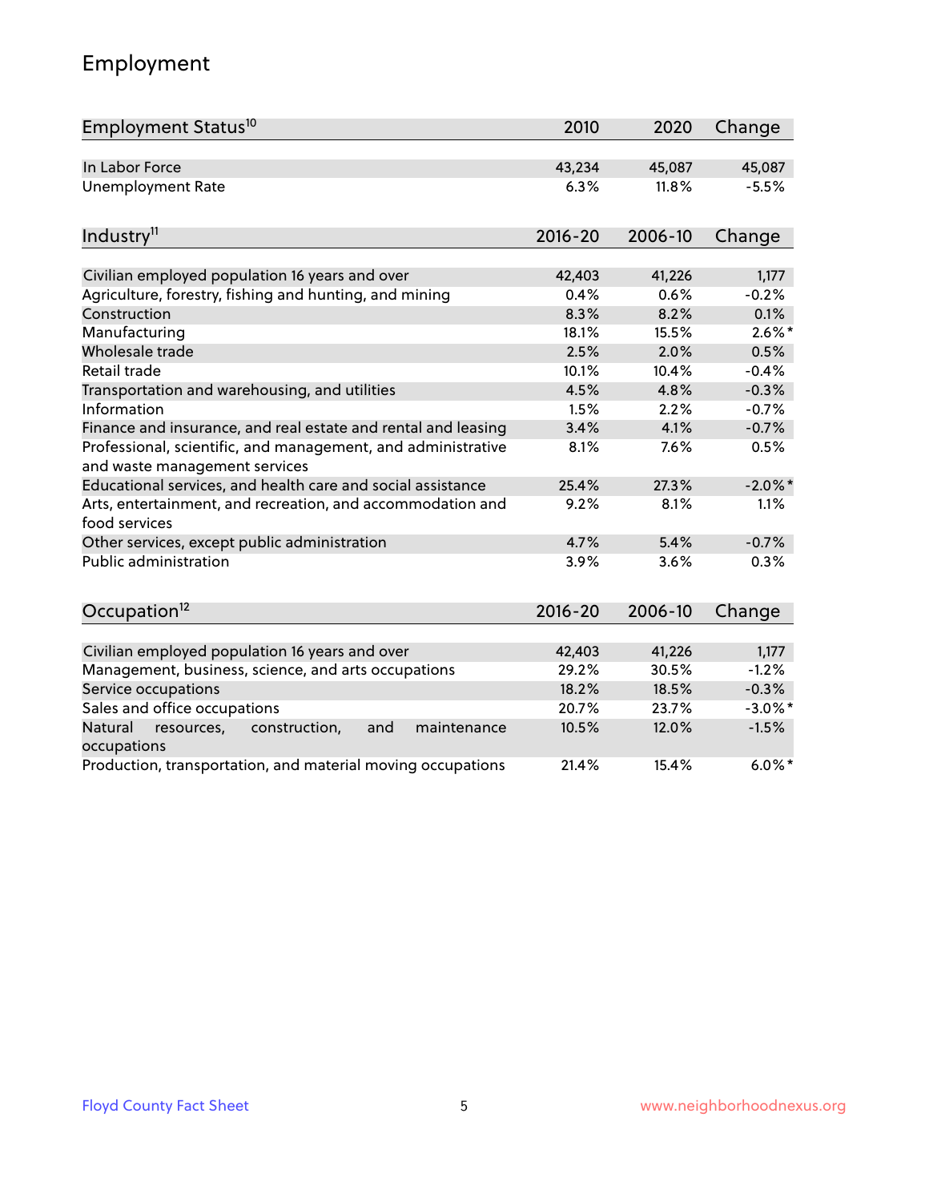## Employment

| Employment Status[10] | 2010 | 2020 | Change |
|---|---|---|---|
| In Labor Force | 43,234 | 45,087 | 45,087 |
| Unemployment Rate | 6.3% | 11.8% | -5.5% |

| Industry[11] | 2016-20 | 2006-10 | Change |
|---|---|---|---|
| Civilian employed population 16 years and over | 42,403 | 41,226 | 1,177 |
| Agriculture, forestry, fishing and hunting, and mining | 0.4% | 0.6% | -0.2% |
| Construction | 8.3% | 8.2% | 0.1% |
| Manufacturing | 18.1% | 15.5% | 2.6%* |
| Wholesale trade | 2.5% | 2.0% | 0.5% |
| Retail trade | 10.1% | 10.4% | -0.4% |
| Transportation and warehousing, and utilities | 4.5% | 4.8% | -0.3% |
| Information | 1.5% | 2.2% | -0.7% |
| Finance and insurance, and real estate and rental and leasing | 3.4% | 4.1% | -0.7% |
| Professional, scientific, and management, and administrative and waste management services | 8.1% | 7.6% | 0.5% |
| Educational services, and health care and social assistance | 25.4% | 27.3% | -2.0%* |
| Arts, entertainment, and recreation, and accommodation and food services | 9.2% | 8.1% | 1.1% |
| Other services, except public administration | 4.7% | 5.4% | -0.7% |
| Public administration | 3.9% | 3.6% | 0.3% |

| Occupation[12] | 2016-20 | 2006-10 | Change |
|---|---|---|---|
| Civilian employed population 16 years and over | 42,403 | 41,226 | 1,177 |
| Management, business, science, and arts occupations | 29.2% | 30.5% | -1.2% |
| Service occupations | 18.2% | 18.5% | -0.3% |
| Sales and office occupations | 20.7% | 23.7% | -3.0%* |
| Natural resources, construction, and maintenance occupations | 10.5% | 12.0% | -1.5% |
| Production, transportation, and material moving occupations | 21.4% | 15.4% | 6.0%* |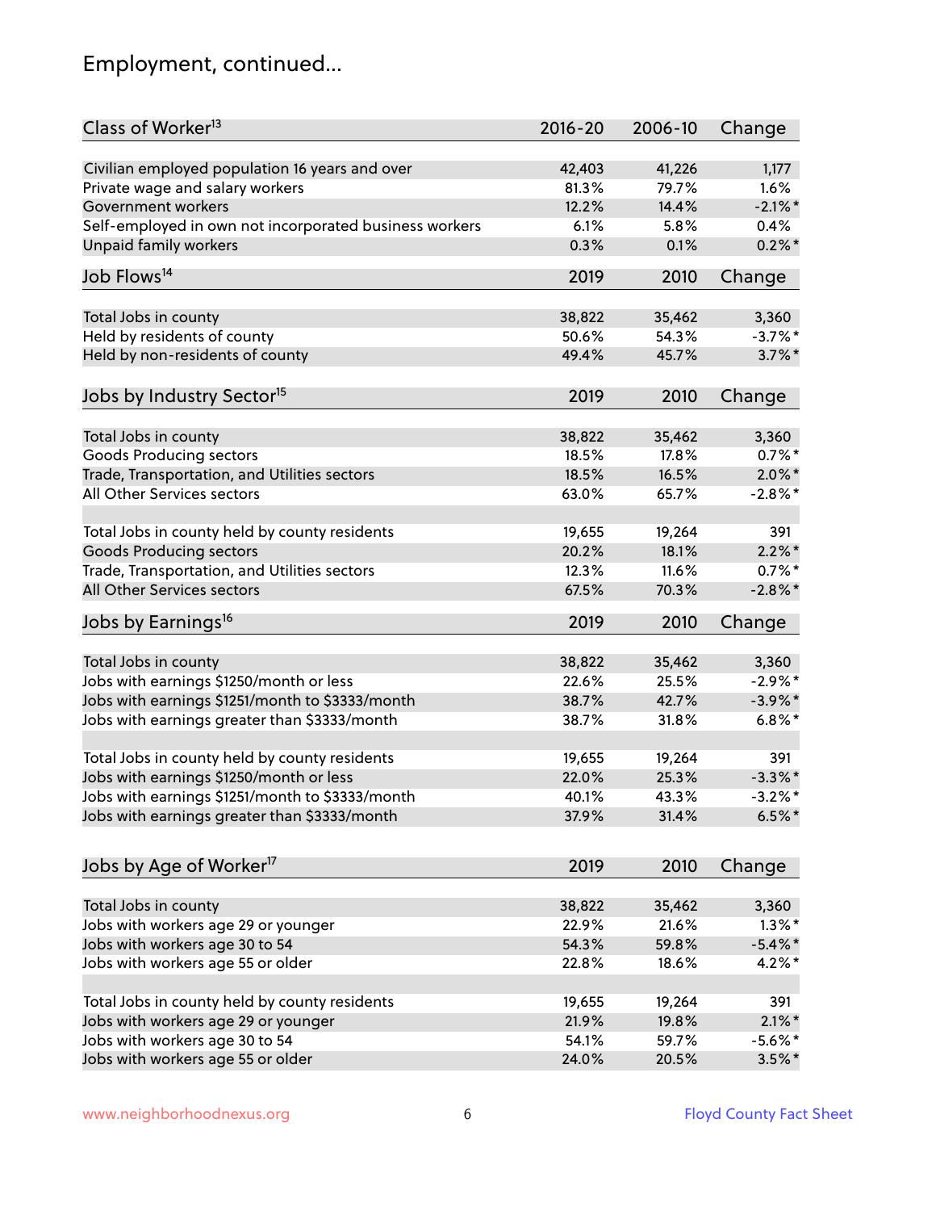# Employment, continued...

| Class of Worker[13] | 2016-20 | 2006-10 | Change |
|---|---|---|---|
| Civilian employed population 16 years and over | 42,403 | 41,226 | 1,177 |
| Private wage and salary workers | 81.3% | 79.7% | 1.6% |
| Government workers | 12.2% | 14.4% | -2.1%* |
| Self-employed in own not incorporated business workers | 6.1% | 5.8% | 0.4% |
| Unpaid family workers | 0.3% | 0.1% | 0.2%* |

| Job Flows[14] | 2019 | 2010 | Change |
|---|---|---|---|
| Total Jobs in county | 38,822 | 35,462 | 3,360 |
| Held by residents of county | 50.6% | 54.3% | -3.7%* |
| Held by non-residents of county | 49.4% | 45.7% | 3.7%* |

| Jobs by Industry Sector[15] | 2019 | 2010 | Change |
|---|---|---|---|
| Total Jobs in county | 38,822 | 35,462 | 3,360 |
| Goods Producing sectors | 18.5% | 17.8% | 0.7%* |
| Trade, Transportation, and Utilities sectors | 18.5% | 16.5% | 2.0%* |
| All Other Services sectors | 63.0% | 65.7% | -2.8%* |
| | | | |
| Total Jobs in county held by county residents | 19,655 | 19,264 | 391 |
| Goods Producing sectors | 20.2% | 18.1% | 2.2%* |
| Trade, Transportation, and Utilities sectors | 12.3% | 11.6% | 0.7%* |
| All Other Services sectors | 67.5% | 70.3% | -2.8%* |

| Jobs by Earnings[16] | 2019 | 2010 | Change |
|---|---|---|---|
| Total Jobs in county | 38,822 | 35,462 | 3,360 |
| Jobs with earnings $1250/month or less | 22.6% | 25.5% | -2.9%* |
| Jobs with earnings $1251/month to $3333/month | 38.7% | 42.7% | -3.9%* |
| Jobs with earnings greater than $3333/month | 38.7% | 31.8% | 6.8%* |
| | | | |
| Total Jobs in county held by county residents | 19,655 | 19,264 | 391 |
| Jobs with earnings $1250/month or less | 22.0% | 25.3% | -3.3%* |
| Jobs with earnings $1251/month to $3333/month | 40.1% | 43.3% | -3.2%* |
| Jobs with earnings greater than $3333/month | 37.9% | 31.4% | 6.5%* |

| Jobs by Age of Worker[17] | 2019 | 2010 | Change |
|---|---|---|---|
| Total Jobs in county | 38,822 | 35,462 | 3,360 |
| Jobs with workers age 29 or younger | 22.9% | 21.6% | 1.3%* |
| Jobs with workers age 30 to 54 | 54.3% | 59.8% | -5.4%* |
| Jobs with workers age 55 or older | 22.8% | 18.6% | 4.2%* |
| | | | |
| Total Jobs in county held by county residents | 19,655 | 19,264 | 391 |
| Jobs with workers age 29 or younger | 21.9% | 19.8% | 2.1%* |
| Jobs with workers age 30 to 54 | 54.1% | 59.7% | -5.6%* |
| Jobs with workers age 55 or older | 24.0% | 20.5% | 3.5%* |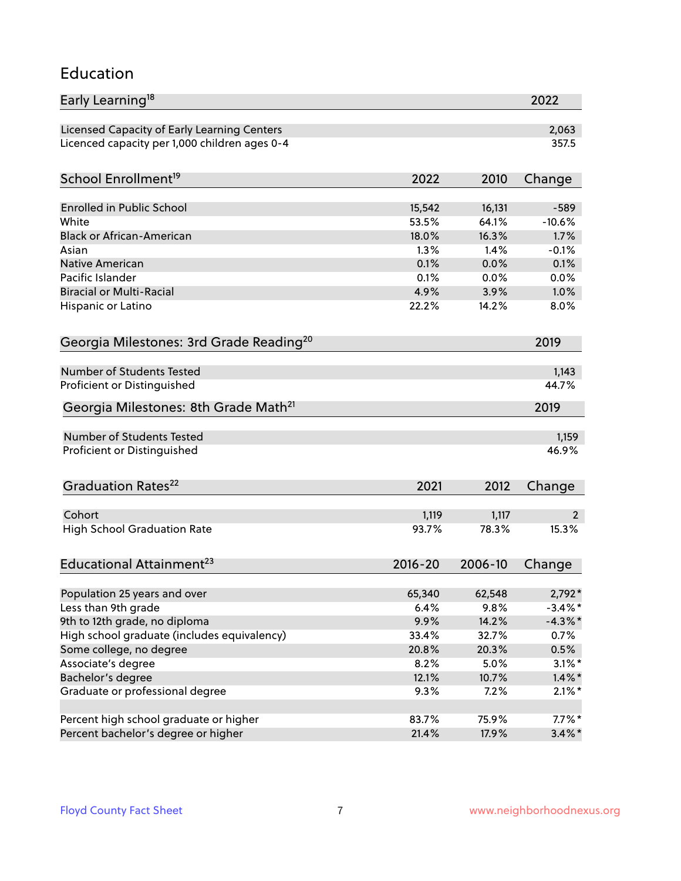# Education

| Early Learning[18] | 2022 |
|---|---|
| Licensed Capacity of Early Learning Centers | 2,063 |
| Licenced capacity per 1,000 children ages 0-4 | 357.5 |

| School Enrollment[19] | 2022 | 2010 | Change |
|---|---|---|---|
| Enrolled in Public School | 15,542 | 16,131 | -589 |
| White | 53.5% | 64.1% | -10.6% |
| Black or African-American | 18.0% | 16.3% | 1.7% |
| Asian | 1.3% | 1.4% | -0.1% |
| Native American | 0.1% | 0.0% | 0.1% |
| Pacific Islander | 0.1% | 0.0% | 0.0% |
| Biracial or Multi-Racial | 4.9% | 3.9% | 1.0% |
| Hispanic or Latino | 22.2% | 14.2% | 8.0% |

| Georgia Milestones: 3rd Grade Reading[20] | 2019 |
|---|---|
| Number of Students Tested | 1,143 |
| Proficient or Distinguished | 44.7% |

| Georgia Milestones: 8th Grade Math[21] | 2019 |
|---|---|
| Number of Students Tested | 1,159 |
| Proficient or Distinguished | 46.9% |

| Graduation Rates[22] | 2021 | 2012 | Change |
|---|---|---|---|
| Cohort | 1,119 | 1,117 | 2 |
| High School Graduation Rate | 93.7% | 78.3% | 15.3% |

| Educational Attainment[23] | 2016-20 | 2006-10 | Change |
|---|---|---|---|
| Population 25 years and over | 65,340 | 62,548 | 2,792* |
| Less than 9th grade | 6.4% | 9.8% | -3.4%* |
| 9th to 12th grade, no diploma | 9.9% | 14.2% | -4.3%* |
| High school graduate (includes equivalency) | 33.4% | 32.7% | 0.7% |
| Some college, no degree | 20.8% | 20.3% | 0.5% |
| Associate's degree | 8.2% | 5.0% | 3.1%* |
| Bachelor's degree | 12.1% | 10.7% | 1.4%* |
| Graduate or professional degree | 9.3% | 7.2% | 2.1%* |
| | | | |
| Percent high school graduate or higher | 83.7% | 75.9% | 7.7%* |
| Percent bachelor's degree or higher | 21.4% | 17.9% | 3.4%* |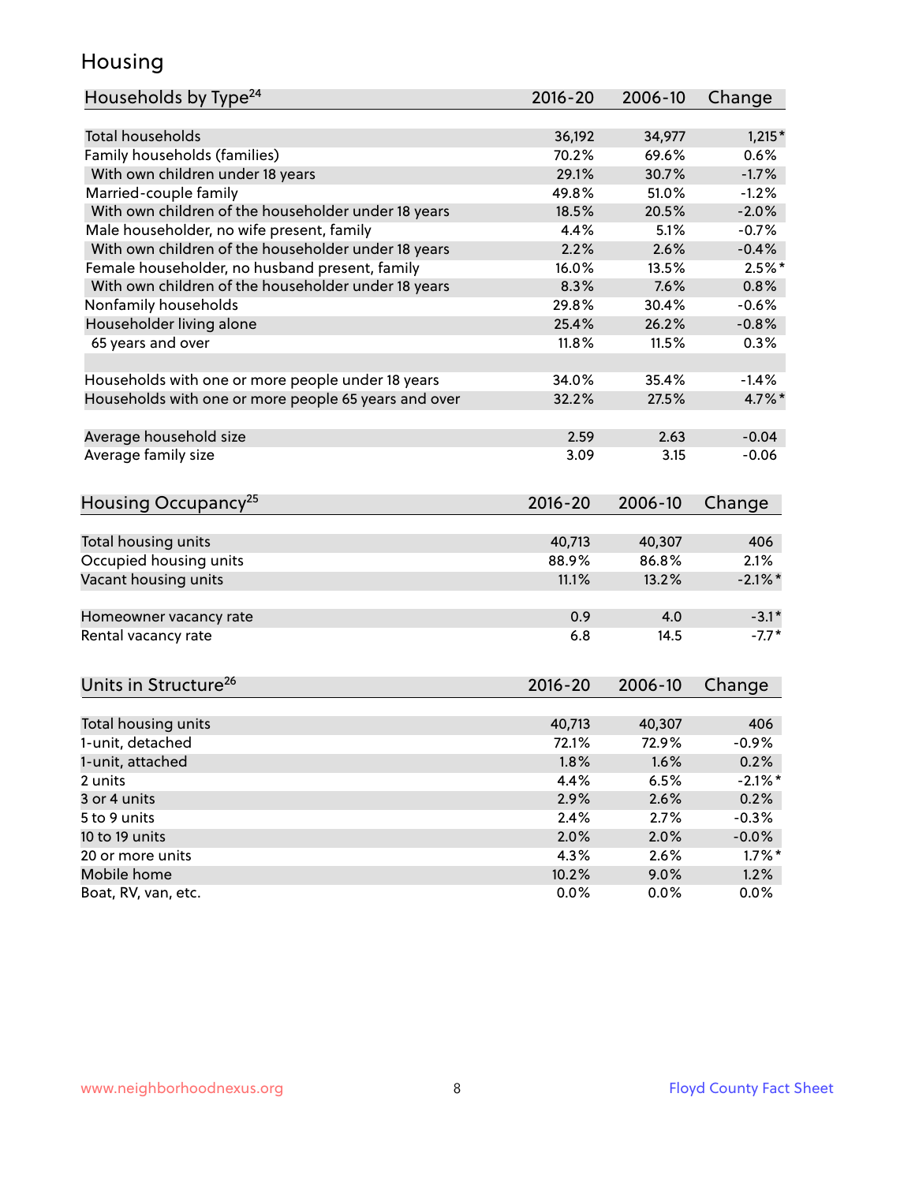# Housing

| Households by Type[24] | 2016-20 | 2006-10 | Change |
|---|---|---|---|
| Total households | 36,192 | 34,977 | 1,215* |
| Family households (families) | 70.2% | 69.6% | 0.6% |
| With own children under 18 years | 29.1% | 30.7% | -1.7% |
| Married-couple family | 49.8% | 51.0% | -1.2% |
| With own children of the householder under 18 years | 18.5% | 20.5% | -2.0% |
| Male householder, no wife present, family | 4.4% | 5.1% | -0.7% |
| With own children of the householder under 18 years | 2.2% | 2.6% | -0.4% |
| Female householder, no husband present, family | 16.0% | 13.5% | 2.5%* |
| With own children of the householder under 18 years | 8.3% | 7.6% | 0.8% |
| Nonfamily households | 29.8% | 30.4% | -0.6% |
| Householder living alone | 25.4% | 26.2% | -0.8% |
| 65 years and over | 11.8% | 11.5% | 0.3% |
| | | | |
| Households with one or more people under 18 years | 34.0% | 35.4% | -1.4% |
| Households with one or more people 65 years and over | 32.2% | 27.5% | 4.7%* |
| | | | |
| Average household size | 2.59 | 2.63 | -0.04 |
| Average family size | 3.09 | 3.15 | -0.06 |

| Housing Occupancy[25] | 2016-20 | 2006-10 | Change |
|---|---|---|---|
| Total housing units | 40,713 | 40,307 | 406 |
| Occupied housing units | 88.9% | 86.8% | 2.1% |
| Vacant housing units | 11.1% | 13.2% | -2.1%* |
| | | | |
| Homeowner vacancy rate | 0.9 | 4.0 | -3.1* |
| Rental vacancy rate | 6.8 | 14.5 | -7.7* |

| Units in Structure[26] | 2016-20 | 2006-10 | Change |
|---|---|---|---|
| Total housing units | 40,713 | 40,307 | 406 |
| 1-unit, detached | 72.1% | 72.9% | -0.9% |
| 1-unit, attached | 1.8% | 1.6% | 0.2% |
| 2 units | 4.4% | 6.5% | -2.1%* |
| 3 or 4 units | 2.9% | 2.6% | 0.2% |
| 5 to 9 units | 2.4% | 2.7% | -0.3% |
| 10 to 19 units | 2.0% | 2.0% | -0.0% |
| 20 or more units | 4.3% | 2.6% | 1.7%* |
| Mobile home | 10.2% | 9.0% | 1.2% |
| Boat, RV, van, etc. | 0.0% | 0.0% | 0.0% |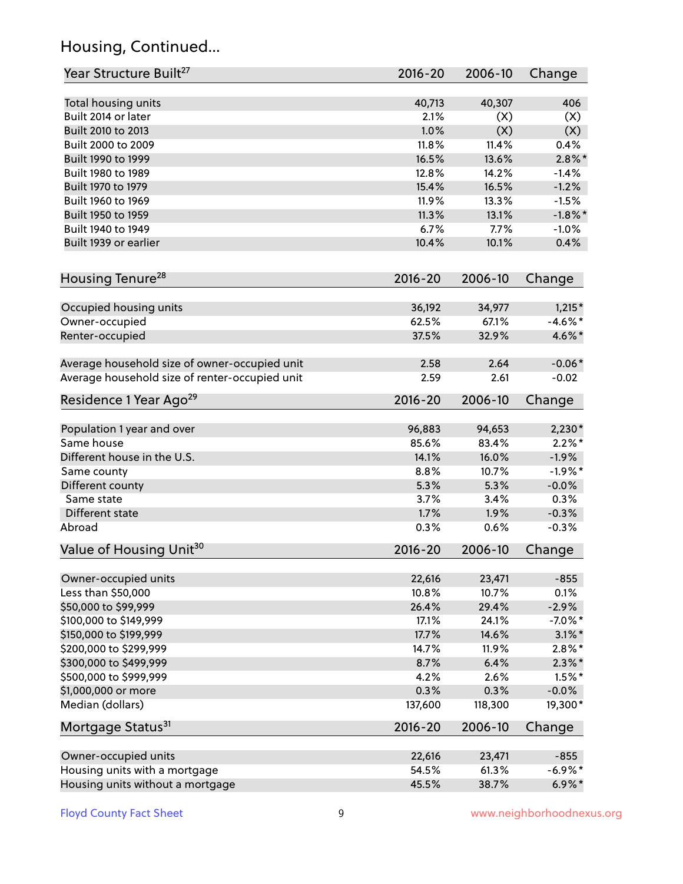## Housing, Continued...

| Year Structure Built[27] | 2016-20 | 2006-10 | Change |
|---|---|---|---|
| Total housing units | 40,713 | 40,307 | 406 |
| Built 2014 or later | 2.1% | (X) | (X) |
| Built 2010 to 2013 | 1.0% | (X) | (X) |
| Built 2000 to 2009 | 11.8% | 11.4% | 0.4% |
| Built 1990 to 1999 | 16.5% | 13.6% | 2.8%* |
| Built 1980 to 1989 | 12.8% | 14.2% | -1.4% |
| Built 1970 to 1979 | 15.4% | 16.5% | -1.2% |
| Built 1960 to 1969 | 11.9% | 13.3% | -1.5% |
| Built 1950 to 1959 | 11.3% | 13.1% | -1.8%* |
| Built 1940 to 1949 | 6.7% | 7.7% | -1.0% |
| Built 1939 or earlier | 10.4% | 10.1% | 0.4% |

| Housing Tenure[28] | 2016-20 | 2006-10 | Change |
|---|---|---|---|
| Occupied housing units | 36,192 | 34,977 | 1,215* |
| Owner-occupied | 62.5% | 67.1% | -4.6%* |
| Renter-occupied | 37.5% | 32.9% | 4.6%* |
| Average household size of owner-occupied unit | 2.58 | 2.64 | -0.06* |
| Average household size of renter-occupied unit | 2.59 | 2.61 | -0.02 |

| Residence 1 Year Ago[29] | 2016-20 | 2006-10 | Change |
|---|---|---|---|
| Population 1 year and over | 96,883 | 94,653 | 2,230* |
| Same house | 85.6% | 83.4% | 2.2%* |
| Different house in the U.S. | 14.1% | 16.0% | -1.9% |
| Same county | 8.8% | 10.7% | -1.9%* |
| Different county | 5.3% | 5.3% | -0.0% |
| Same state | 3.7% | 3.4% | 0.3% |
| Different state | 1.7% | 1.9% | -0.3% |
| Abroad | 0.3% | 0.6% | -0.3% |

| Value of Housing Unit[30] | 2016-20 | 2006-10 | Change |
|---|---|---|---|
| Owner-occupied units | 22,616 | 23,471 | -855 |
| Less than $50,000 | 10.8% | 10.7% | 0.1% |
| $50,000 to $99,999 | 26.4% | 29.4% | -2.9% |
| $100,000 to $149,999 | 17.1% | 24.1% | -7.0%* |
| $150,000 to $199,999 | 17.7% | 14.6% | 3.1%* |
| $200,000 to $299,999 | 14.7% | 11.9% | 2.8%* |
| $300,000 to $499,999 | 8.7% | 6.4% | 2.3%* |
| $500,000 to $999,999 | 4.2% | 2.6% | 1.5%* |
| $1,000,000 or more | 0.3% | 0.3% | -0.0% |
| Median (dollars) | 137,600 | 118,300 | 19,300* |

| Mortgage Status[31] | 2016-20 | 2006-10 | Change |
|---|---|---|---|
| Owner-occupied units | 22,616 | 23,471 | -855 |
| Housing units with a mortgage | 54.5% | 61.3% | -6.9%* |
| Housing units without a mortgage | 45.5% | 38.7% | 6.9%* |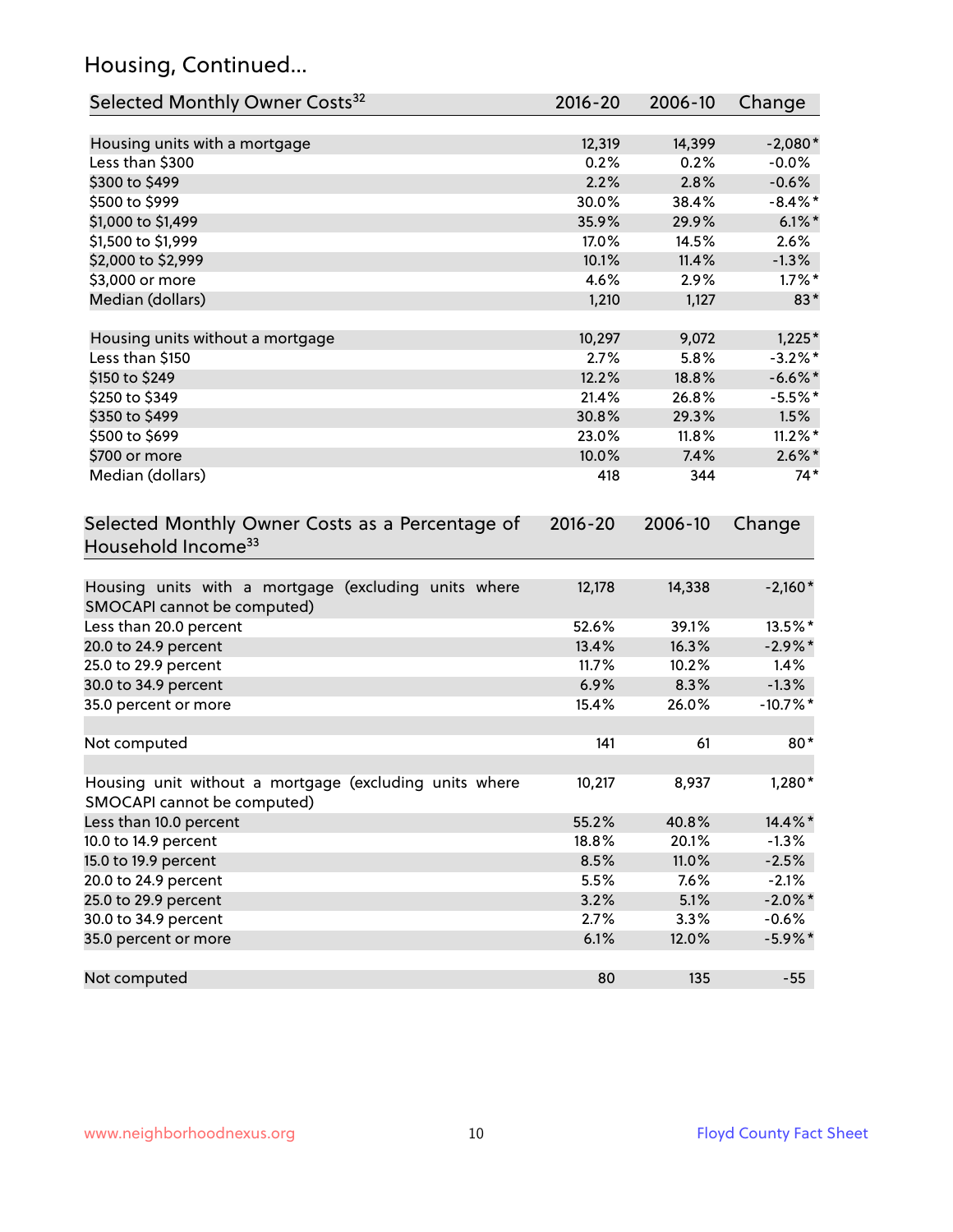## Housing, Continued...

| Selected Monthly Owner Costs[32] | 2016-20 | 2006-10 | Change |
|---|---|---|---|
| Housing units with a mortgage | 12,319 | 14,399 | -2,080* |
| Less than $300 | 0.2% | 0.2% | -0.0% |
| $300 to $499 | 2.2% | 2.8% | -0.6% |
| $500 to $999 | 30.0% | 38.4% | -8.4%* |
| $1,000 to $1,499 | 35.9% | 29.9% | 6.1%* |
| $1,500 to $1,999 | 17.0% | 14.5% | 2.6% |
| $2,000 to $2,999 | 10.1% | 11.4% | -1.3% |
| $3,000 or more | 4.6% | 2.9% | 1.7%* |
| Median (dollars) | 1,210 | 1,127 | 83* |
| | | | |
| Housing units without a mortgage | 10,297 | 9,072 | 1,225* |
| Less than $150 | 2.7% | 5.8% | -3.2%* |
| $150 to $249 | 12.2% | 18.8% | -6.6%* |
| $250 to $349 | 21.4% | 26.8% | -5.5%* |
| $350 to $499 | 30.8% | 29.3% | 1.5% |
| $500 to $699 | 23.0% | 11.8% | 11.2%* |
| $700 or more | 10.0% | 7.4% | 2.6%* |
| Median (dollars) | 418 | 344 | 74* |

| Selected Monthly Owner Costs as a Percentage of Household Income[33] | 2016-20 | 2006-10 | Change |
|---|---|---|---|
| Housing units with a mortgage (excluding units where SMOCAPI cannot be computed) | 12,178 | 14,338 | -2,160* |
| Less than 20.0 percent | 52.6% | 39.1% | 13.5%* |
| 20.0 to 24.9 percent | 13.4% | 16.3% | -2.9%* |
| 25.0 to 29.9 percent | 11.7% | 10.2% | 1.4% |
| 30.0 to 34.9 percent | 6.9% | 8.3% | -1.3% |
| 35.0 percent or more | 15.4% | 26.0% | -10.7%* |
| | | | |
| Not computed | 141 | 61 | 80* |
| | | | |
| Housing unit without a mortgage (excluding units where SMOCAPI cannot be computed) | 10,217 | 8,937 | 1,280* |
| Less than 10.0 percent | 55.2% | 40.8% | 14.4%* |
| 10.0 to 14.9 percent | 18.8% | 20.1% | -1.3% |
| 15.0 to 19.9 percent | 8.5% | 11.0% | -2.5% |
| 20.0 to 24.9 percent | 5.5% | 7.6% | -2.1% |
| 25.0 to 29.9 percent | 3.2% | 5.1% | -2.0%* |
| 30.0 to 34.9 percent | 2.7% | 3.3% | -0.6% |
| 35.0 percent or more | 6.1% | 12.0% | -5.9%* |
| | | | |
| Not computed | 80 | 135 | -55 |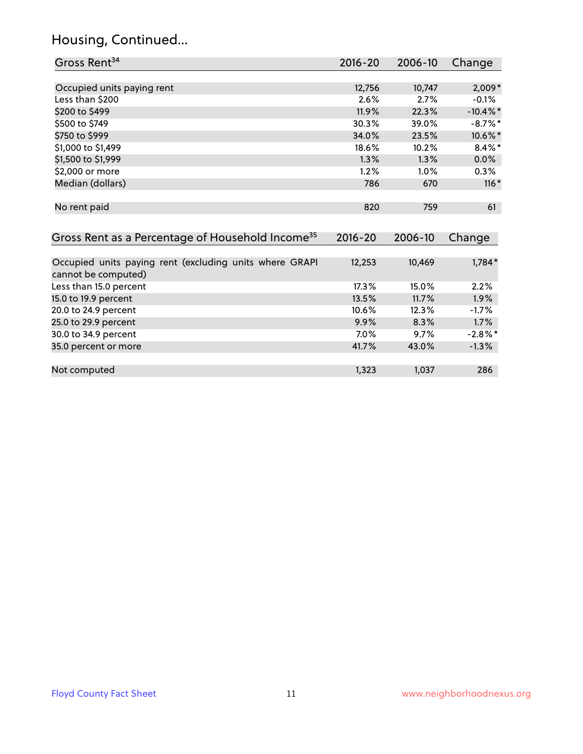## Housing, Continued...

| Gross Rent[34] | 2016-20 | 2006-10 | Change |
|---|---|---|---|
| Occupied units paying rent | 12,756 | 10,747 | 2,009* |
| Less than $200 | 2.6% | 2.7% | -0.1% |
| $200 to $499 | 11.9% | 22.3% | -10.4%* |
| $500 to $749 | 30.3% | 39.0% | -8.7%* |
| $750 to $999 | 34.0% | 23.5% | 10.6%* |
| $1,000 to $1,499 | 18.6% | 10.2% | 8.4%* |
| $1,500 to $1,999 | 1.3% | 1.3% | 0.0% |
| $2,000 or more | 1.2% | 1.0% | 0.3% |
| Median (dollars) | 786 | 670 | 116* |
| No rent paid | 820 | 759 | 61 |

| Gross Rent as a Percentage of Household Income[35] | 2016-20 | 2006-10 | Change |
|---|---|---|---|
| Occupied units paying rent (excluding units where GRAPI cannot be computed) | 12,253 | 10,469 | 1,784* |
| Less than 15.0 percent | 17.3% | 15.0% | 2.2% |
| 15.0 to 19.9 percent | 13.5% | 11.7% | 1.9% |
| 20.0 to 24.9 percent | 10.6% | 12.3% | -1.7% |
| 25.0 to 29.9 percent | 9.9% | 8.3% | 1.7% |
| 30.0 to 34.9 percent | 7.0% | 9.7% | -2.8%* |
| 35.0 percent or more | 41.7% | 43.0% | -1.3% |
| Not computed | 1,323 | 1,037 | 286 |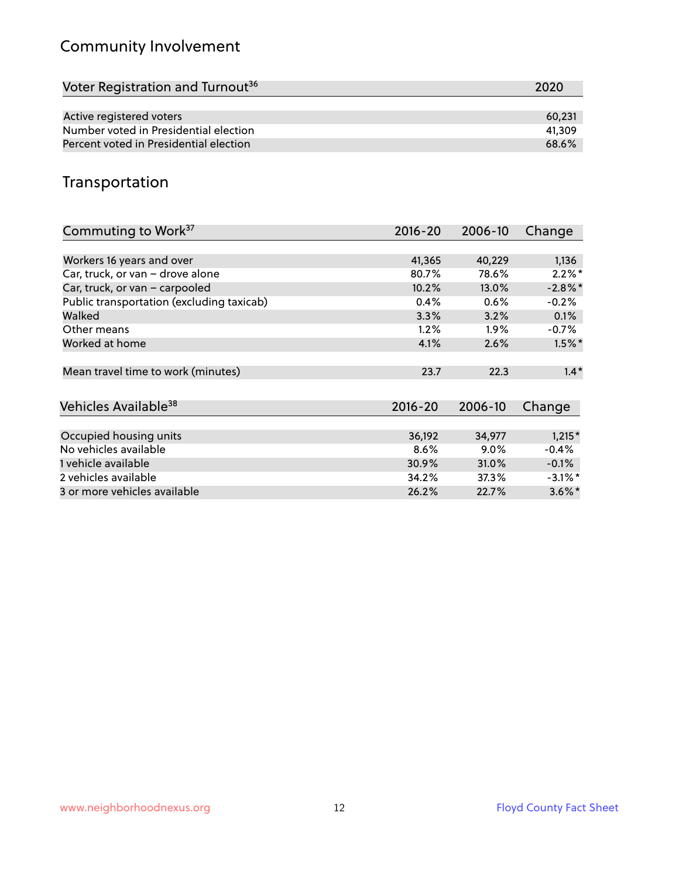## Community Involvement

| Voter Registration and Turnout[36] | 2020 |
|---|---|
| Active registered voters | 60,231 |
| Number voted in Presidential election | 41,309 |
| Percent voted in Presidential election | 68.6% |

## Transportation

| Commuting to Work[37] | 2016-20 | 2006-10 | Change |
|---|---|---|---|
| Workers 16 years and over | 41,365 | 40,229 | 1,136 |
| Car, truck, or van – drove alone | 80.7% | 78.6% | 2.2%* |
| Car, truck, or van – carpooled | 10.2% | 13.0% | -2.8%* |
| Public transportation (excluding taxicab) | 0.4% | 0.6% | -0.2% |
| Walked | 3.3% | 3.2% | 0.1% |
| Other means | 1.2% | 1.9% | -0.7% |
| Worked at home | 4.1% | 2.6% | 1.5%* |
| Mean travel time to work (minutes) | 23.7 | 22.3 | 1.4* |

| Vehicles Available[38] | 2016-20 | 2006-10 | Change |
|---|---|---|---|
| Occupied housing units | 36,192 | 34,977 | 1,215* |
| No vehicles available | 8.6% | 9.0% | -0.4% |
| 1 vehicle available | 30.9% | 31.0% | -0.1% |
| 2 vehicles available | 34.2% | 37.3% | -3.1%* |
| 3 or more vehicles available | 26.2% | 22.7% | 3.6%* |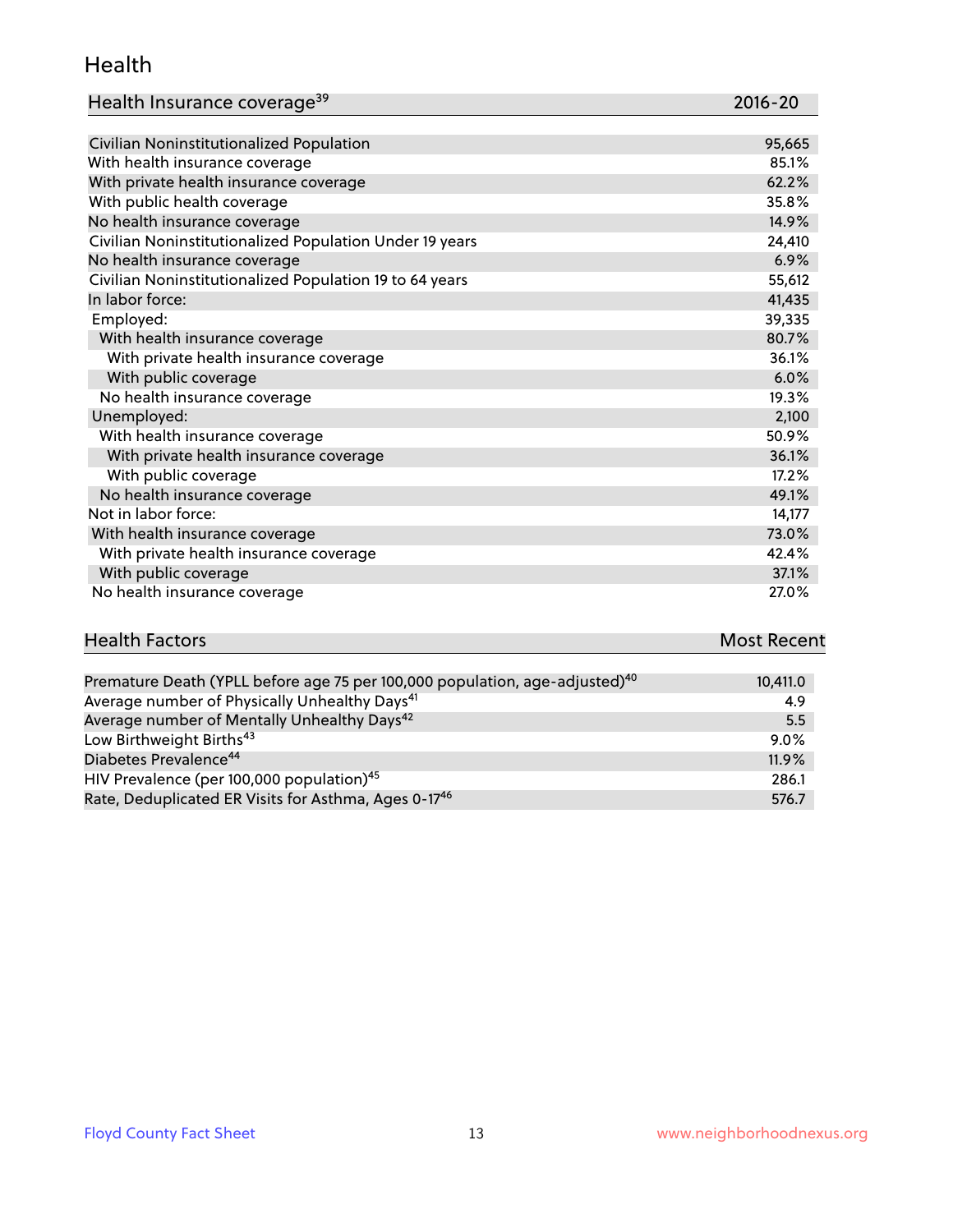## Health

| Health Insurance coverage[39] | 2016-20 |
|---|---|
| Civilian Noninstitutionalized Population | 95,665 |
| With health insurance coverage | 85.1% |
| With private health insurance coverage | 62.2% |
| With public health coverage | 35.8% |
| No health insurance coverage | 14.9% |
| Civilian Noninstitutionalized Population Under 19 years | 24,410 |
| No health insurance coverage | 6.9% |
| Civilian Noninstitutionalized Population 19 to 64 years | 55,612 |
| In labor force: | 41,435 |
| Employed: | 39,335 |
| With health insurance coverage | 80.7% |
| With private health insurance coverage | 36.1% |
| With public coverage | 6.0% |
| No health insurance coverage | 19.3% |
| Unemployed: | 2,100 |
| With health insurance coverage | 50.9% |
| With private health insurance coverage | 36.1% |
| With public coverage | 17.2% |
| No health insurance coverage | 49.1% |
| Not in labor force: | 14,177 |
| With health insurance coverage | 73.0% |
| With private health insurance coverage | 42.4% |
| With public coverage | 37.1% |
| No health insurance coverage | 27.0% |

| Health Factors | Most Recent |
|---|---|
| Premature Death (YPLL before age 75 per 100,000 population, age-adjusted)[40] | 10,411.0 |
| Average number of Physically Unhealthy Days[41] | 4.9 |
| Average number of Mentally Unhealthy Days[42] | 5.5 |
| Low Birthweight Births[43] | 9.0% |
| Diabetes Prevalence[44] | 11.9% |
| HIV Prevalence (per 100,000 population)[45] | 286.1 |
| Rate, Deduplicated ER Visits for Asthma, Ages 0-17[46] | 576.7 |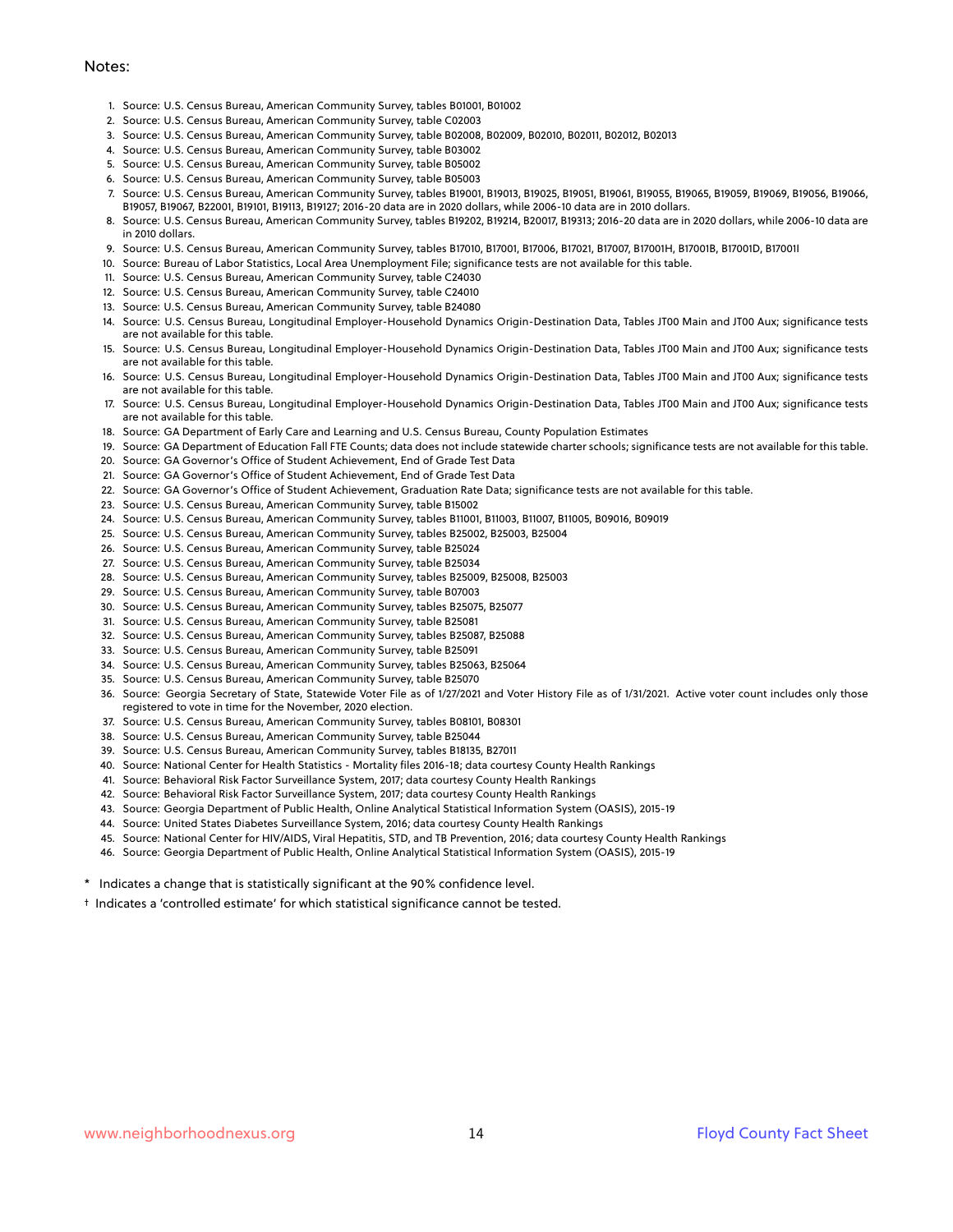Notes:

1. Source: U.S. Census Bureau, American Community Survey, tables B01001, B01002
2. Source: U.S. Census Bureau, American Community Survey, table C02003
3. Source: U.S. Census Bureau, American Community Survey, table B02008, B02009, B02010, B02011, B02012, B02013
4. Source: U.S. Census Bureau, American Community Survey, table B03002
5. Source: U.S. Census Bureau, American Community Survey, table B05002
6. Source: U.S. Census Bureau, American Community Survey, table B05003
7. Source: U.S. Census Bureau, American Community Survey, tables B19001, B19013, B19025, B19051, B19061, B19055, B19065, B19059, B19069, B19056, B19066, B19057, B19067, B22001, B19101, B19113, B19127; 2016-20 data are in 2020 dollars, while 2006-10 data are in 2010 dollars.
8. Source: U.S. Census Bureau, American Community Survey, tables B19202, B19214, B20017, B19313; 2016-20 data are in 2020 dollars, while 2006-10 data are in 2010 dollars.
9. Source: U.S. Census Bureau, American Community Survey, tables B17010, B17001, B17006, B17021, B17007, B17001H, B17001B, B17001D, B17001I
10. Source: Bureau of Labor Statistics, Local Area Unemployment File; significance tests are not available for this table.
11. Source: U.S. Census Bureau, American Community Survey, table C24030
12. Source: U.S. Census Bureau, American Community Survey, table C24010
13. Source: U.S. Census Bureau, American Community Survey, table B24080
14. Source: U.S. Census Bureau, Longitudinal Employer-Household Dynamics Origin-Destination Data, Tables JT00 Main and JT00 Aux; significance tests are not available for this table.
15. Source: U.S. Census Bureau, Longitudinal Employer-Household Dynamics Origin-Destination Data, Tables JT00 Main and JT00 Aux; significance tests are not available for this table.
16. Source: U.S. Census Bureau, Longitudinal Employer-Household Dynamics Origin-Destination Data, Tables JT00 Main and JT00 Aux; significance tests are not available for this table.
17. Source: U.S. Census Bureau, Longitudinal Employer-Household Dynamics Origin-Destination Data, Tables JT00 Main and JT00 Aux; significance tests are not available for this table.
18. Source: GA Department of Early Care and Learning and U.S. Census Bureau, County Population Estimates
19. Source: GA Department of Education Fall FTE Counts; data does not include statewide charter schools; significance tests are not available for this table.
20. Source: GA Governor's Office of Student Achievement, End of Grade Test Data
21. Source: GA Governor's Office of Student Achievement, End of Grade Test Data
22. Source: GA Governor's Office of Student Achievement, Graduation Rate Data; significance tests are not available for this table.
23. Source: U.S. Census Bureau, American Community Survey, table B15002
24. Source: U.S. Census Bureau, American Community Survey, tables B11001, B11003, B11007, B11005, B09016, B09019
25. Source: U.S. Census Bureau, American Community Survey, tables B25002, B25003, B25004
26. Source: U.S. Census Bureau, American Community Survey, table B25024
27. Source: U.S. Census Bureau, American Community Survey, table B25034
28. Source: U.S. Census Bureau, American Community Survey, tables B25009, B25008, B25003
29. Source: U.S. Census Bureau, American Community Survey, table B07003
30. Source: U.S. Census Bureau, American Community Survey, tables B25075, B25077
31. Source: U.S. Census Bureau, American Community Survey, table B25081
32. Source: U.S. Census Bureau, American Community Survey, tables B25087, B25088
33. Source: U.S. Census Bureau, American Community Survey, table B25091
34. Source: U.S. Census Bureau, American Community Survey, tables B25063, B25064
35. Source: U.S. Census Bureau, American Community Survey, table B25070
36. Source: Georgia Secretary of State, Statewide Voter File as of 1/27/2021 and Voter History File as of 1/31/2021. Active voter count includes only those registered to vote in time for the November, 2020 election.
37. Source: U.S. Census Bureau, American Community Survey, tables B08101, B08301
38. Source: U.S. Census Bureau, American Community Survey, table B25044
39. Source: U.S. Census Bureau, American Community Survey, tables B18135, B27011
40. Source: National Center for Health Statistics - Mortality files 2016-18; data courtesy County Health Rankings
41. Source: Behavioral Risk Factor Surveillance System, 2017; data courtesy County Health Rankings
42. Source: Behavioral Risk Factor Surveillance System, 2017; data courtesy County Health Rankings
43. Source: Georgia Department of Public Health, Online Analytical Statistical Information System (OASIS), 2015-19
44. Source: United States Diabetes Surveillance System, 2016; data courtesy County Health Rankings
45. Source: National Center for HIV/AIDS, Viral Hepatitis, STD, and TB Prevention, 2016; data courtesy County Health Rankings
46. Source: Georgia Department of Public Health, Online Analytical Statistical Information System (OASIS), 2015-19

\* Indicates a change that is statistically significant at the 90% confidence level.

† Indicates a 'controlled estimate' for which statistical significance cannot be tested.